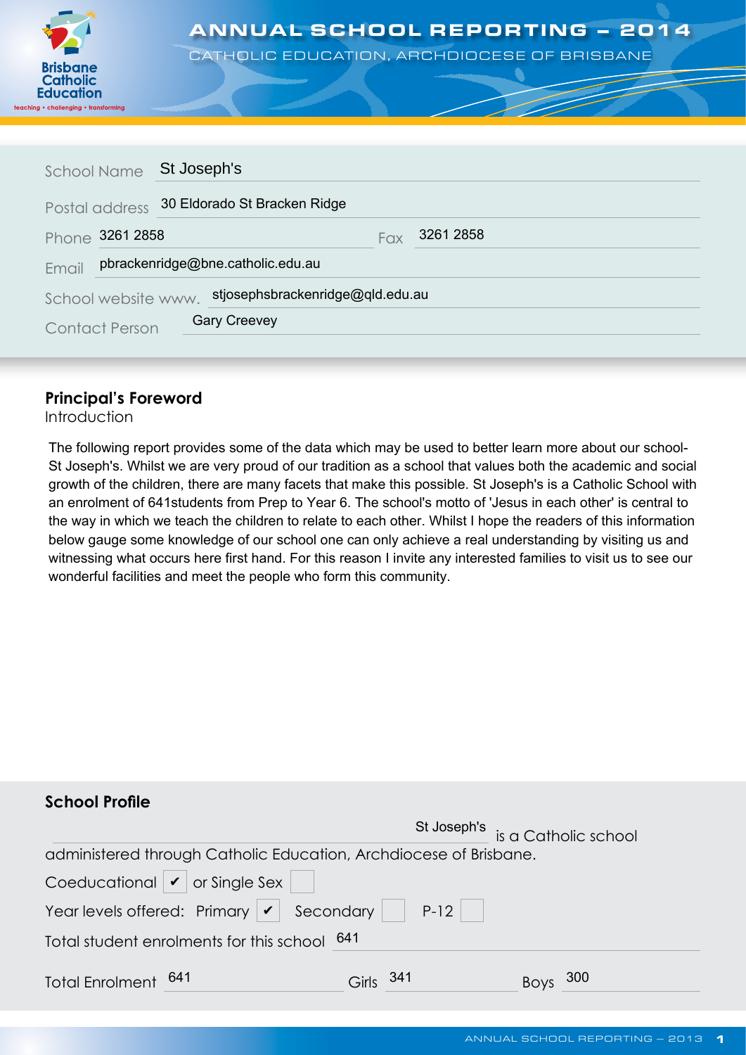# ANNUAL SCHOOL REPORTING – 2014

CATHOLIC EDUCATION, ARCHDIOCESE OF BRISBANE

Brisbane Catholic Education
teaching • challenging • transforming

School Name: St Joseph's

Postal address: 30 Eldorado St Bracken Ridge

Phone: 3261 2858 Fax: 3261 2858

Email: pbrackenridge@bne.catholic.edu.au

School website www. stjosephsbrackenridge@qld.edu.au

Contact Person: Gary Creevey

## Principal's Foreword

Introduction

The following report provides some of the data which may be used to better learn more about our school- St Joseph's. Whilst we are very proud of our tradition as a school that values both the academic and social growth of the children, there are many facets that make this possible. St Joseph's is a Catholic School with an enrolment of 641students from Prep to Year 6. The school's motto of 'Jesus in each other' is central to the way in which we teach the children to relate to each other. Whilst I hope the readers of this information below gauge some knowledge of our school one can only achieve a real understanding by visiting us and witnessing what occurs here first hand. For this reason I invite any interested families to visit us to see our wonderful facilities and meet the people who form this community.

## School Profile

St Joseph's is a Catholic school administered through Catholic Education, Archdiocese of Brisbane.

Coeducational ✔ or Single Sex ☐

Year levels offered: Primary ✔ Secondary ☐ P-12 ☐

Total student enrolments for this school 641

Total Enrolment 641 Girls 341 Boys 300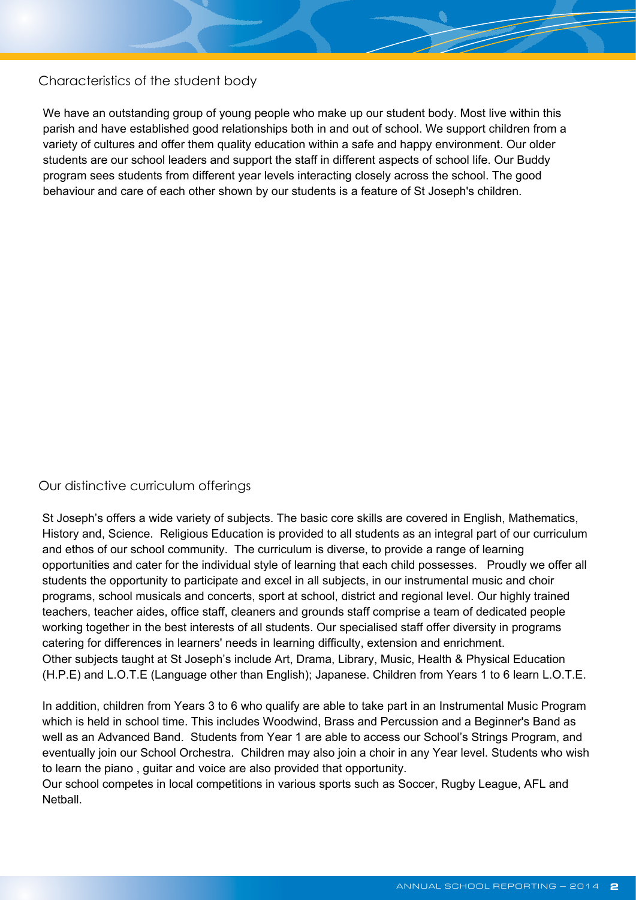## Characteristics of the student body

We have an outstanding group of young people who make up our student body. Most live within this parish and have established good relationships both in and out of school. We support children from a variety of cultures and offer them quality education within a safe and happy environment. Our older students are our school leaders and support the staff in different aspects of school life. Our Buddy program sees students from different year levels interacting closely across the school. The good behaviour and care of each other shown by our students is a feature of St Joseph's children.

## Our distinctive curriculum offerings

St Joseph's offers a wide variety of subjects. The basic core skills are covered in English, Mathematics, History and, Science. Religious Education is provided to all students as an integral part of our curriculum and ethos of our school community. The curriculum is diverse, to provide a range of learning opportunities and cater for the individual style of learning that each child possesses. Proudly we offer all students the opportunity to participate and excel in all subjects, in our instrumental music and choir programs, school musicals and concerts, sport at school, district and regional level. Our highly trained teachers, teacher aides, office staff, cleaners and grounds staff comprise a team of dedicated people working together in the best interests of all students. Our specialised staff offer diversity in programs catering for differences in learners' needs in learning difficulty, extension and enrichment.
Other subjects taught at St Joseph's include Art, Drama, Library, Music, Health & Physical Education (H.P.E) and L.O.T.E (Language other than English); Japanese. Children from Years 1 to 6 learn L.O.T.E.

In addition, children from Years 3 to 6 who qualify are able to take part in an Instrumental Music Program which is held in school time. This includes Woodwind, Brass and Percussion and a Beginner's Band as well as an Advanced Band. Students from Year 1 are able to access our School's Strings Program, and eventually join our School Orchestra. Children may also join a choir in any Year level. Students who wish to learn the piano , guitar and voice are also provided that opportunity.
Our school competes in local competitions in various sports such as Soccer, Rugby League, AFL and Netball.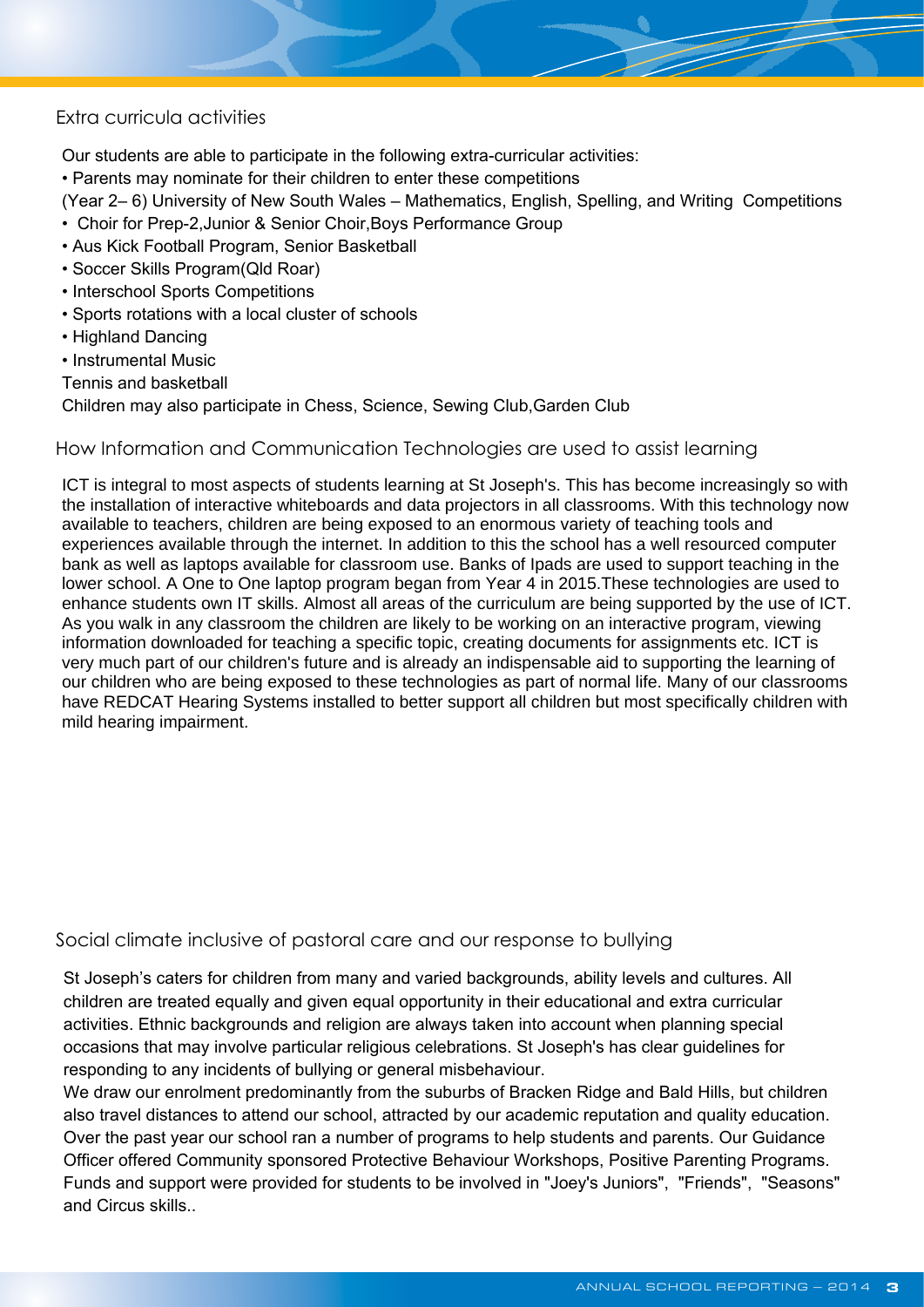## Extra curricula activities

Our students are able to participate in the following extra-curricular activities:

- Parents may nominate for their children to enter these competitions

(Year 2– 6) University of New South Wales – Mathematics, English, Spelling, and Writing Competitions

- Choir for Prep-2,Junior & Senior Choir,Boys Performance Group
- Aus Kick Football Program, Senior Basketball
- Soccer Skills Program(Qld Roar)
- Interschool Sports Competitions
- Sports rotations with a local cluster of schools
- Highland Dancing
- Instrumental Music

Tennis and basketball

Children may also participate in Chess, Science, Sewing Club,Garden Club

## How Information and Communication Technologies are used to assist learning

ICT is integral to most aspects of students learning at St Joseph's. This has become increasingly so with the installation of interactive whiteboards and data projectors in all classrooms. With this technology now available to teachers, children are being exposed to an enormous variety of teaching tools and experiences available through the internet. In addition to this the school has a well resourced computer bank as well as laptops available for classroom use. Banks of Ipads are used to support teaching in the lower school. A One to One laptop program began from Year 4 in 2015.These technologies are used to enhance students own IT skills. Almost all areas of the curriculum are being supported by the use of ICT. As you walk in any classroom the children are likely to be working on an interactive program, viewing information downloaded for teaching a specific topic, creating documents for assignments etc. ICT is very much part of our children's future and is already an indispensable aid to supporting the learning of our children who are being exposed to these technologies as part of normal life. Many of our classrooms have REDCAT Hearing Systems installed to better support all children but most specifically children with mild hearing impairment.

## Social climate inclusive of pastoral care and our response to bullying

St Joseph’s caters for children from many and varied backgrounds, ability levels and cultures. All children are treated equally and given equal opportunity in their educational and extra curricular activities. Ethnic backgrounds and religion are always taken into account when planning special occasions that may involve particular religious celebrations. St Joseph's has clear guidelines for responding to any incidents of bullying or general misbehaviour.

We draw our enrolment predominantly from the suburbs of Bracken Ridge and Bald Hills, but children also travel distances to attend our school, attracted by our academic reputation and quality education. Over the past year our school ran a number of programs to help students and parents. Our Guidance Officer offered Community sponsored Protective Behaviour Workshops, Positive Parenting Programs. Funds and support were provided for students to be involved in "Joey's Juniors", "Friends", "Seasons" and Circus skills..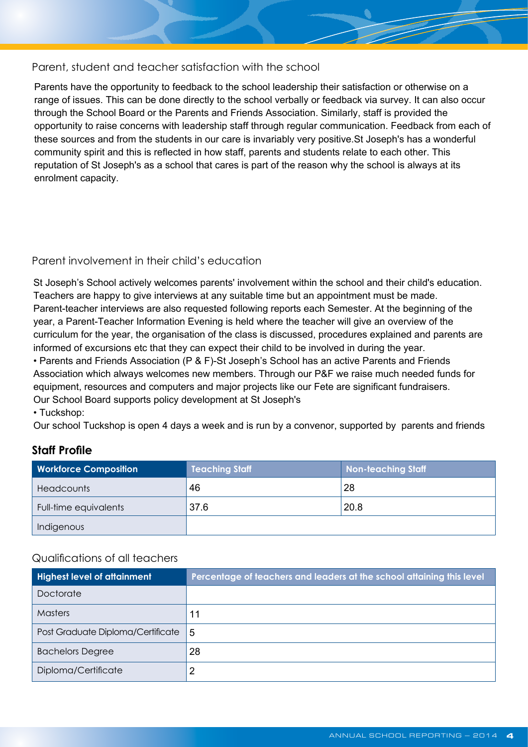## Parent, student and teacher satisfaction with the school

Parents have the opportunity to feedback to the school leadership their satisfaction or otherwise on a range of issues. This can be done directly to the school verbally or feedback via survey. It can also occur through the School Board or the Parents and Friends Association. Similarly, staff is provided the opportunity to raise concerns with leadership staff through regular communication. Feedback from each of these sources and from the students in our care is invariably very positive.St Joseph's has a wonderful community spirit and this is reflected in how staff, parents and students relate to each other. This reputation of St Joseph's as a school that cares is part of the reason why the school is always at its enrolment capacity.

## Parent involvement in their child's education

St Joseph's School actively welcomes parents' involvement within the school and their child's education. Teachers are happy to give interviews at any suitable time but an appointment must be made. Parent-teacher interviews are also requested following reports each Semester. At the beginning of the year, a Parent-Teacher Information Evening is held where the teacher will give an overview of the curriculum for the year, the organisation of the class is discussed, procedures explained and parents are informed of excursions etc that they can expect their child to be involved in during the year.

• Parents and Friends Association (P & F)-St Joseph's School has an active Parents and Friends Association which always welcomes new members. Through our P&F we raise much needed funds for equipment, resources and computers and major projects like our Fete are significant fundraisers.
Our School Board supports policy development at St Joseph's

• Tuckshop:
Our school Tuckshop is open 4 days a week and is run by a convenor, supported by parents and friends

### Staff Profile

| Workforce Composition | Teaching Staff | Non-teaching Staff |
|---|---|---|
| Headcounts | 46 | 28 |
| Full-time equivalents | 37.6 | 20.8 |
| Indigenous | | |

## Qualifications of all teachers

| Highest level of attainment | Percentage of teachers and leaders at the school attaining this level |
|---|---|
| Doctorate | |
| Masters | 11 |
| Post Graduate Diploma/Certificate | 5 |
| Bachelors Degree | 28 |
| Diploma/Certificate | 2 |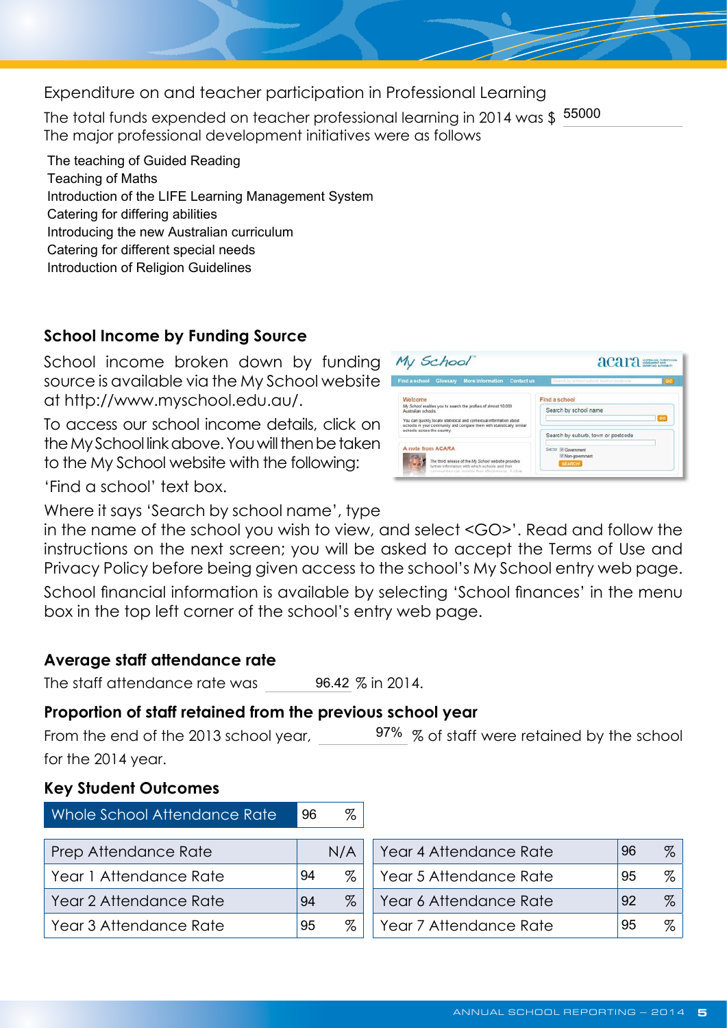## Expenditure on and teacher participation in Professional Learning

The total funds expended on teacher professional learning in 2014 was $ 55000

The major professional development initiatives were as follows

The teaching of Guided Reading
Teaching of Maths
Introduction of the LIFE Learning Management System
Catering for differing abilities
Introducing the new Australian curriculum
Catering for different special needs
Introduction of Religion Guidelines

## School Income by Funding Source

School income broken down by funding source is available via the My School website at http://www.myschool.edu.au/.

To access our school income details, click on the My School link above. You will then be taken to the My School website with the following:

'Find a school' text box.

Where it says 'Search by school name', type in the name of the school you wish to view, and select <GO>'. Read and follow the instructions on the next screen; you will be asked to accept the Terms of Use and Privacy Policy before being given access to the school's My School entry web page.

School financial information is available by selecting 'School finances' in the menu box in the top left corner of the school's entry web page.

## Average staff attendance rate

The staff attendance rate was 96.42 % in 2014.

## Proportion of staff retained from the previous school year

From the end of the 2013 school year, 97% % of staff were retained by the school for the 2014 year.

## Key Student Outcomes

| Whole School Attendance Rate | 96 % |
|---|---|

| Prep Attendance Rate | N/A | Year 4 Attendance Rate | 96 % |
|---|---|---|---|
| Year 1 Attendance Rate | 94 % | Year 5 Attendance Rate | 95 % |
| Year 2 Attendance Rate | 94 % | Year 6 Attendance Rate | 92 % |
| Year 3 Attendance Rate | 95 % | Year 7 Attendance Rate | 95 % |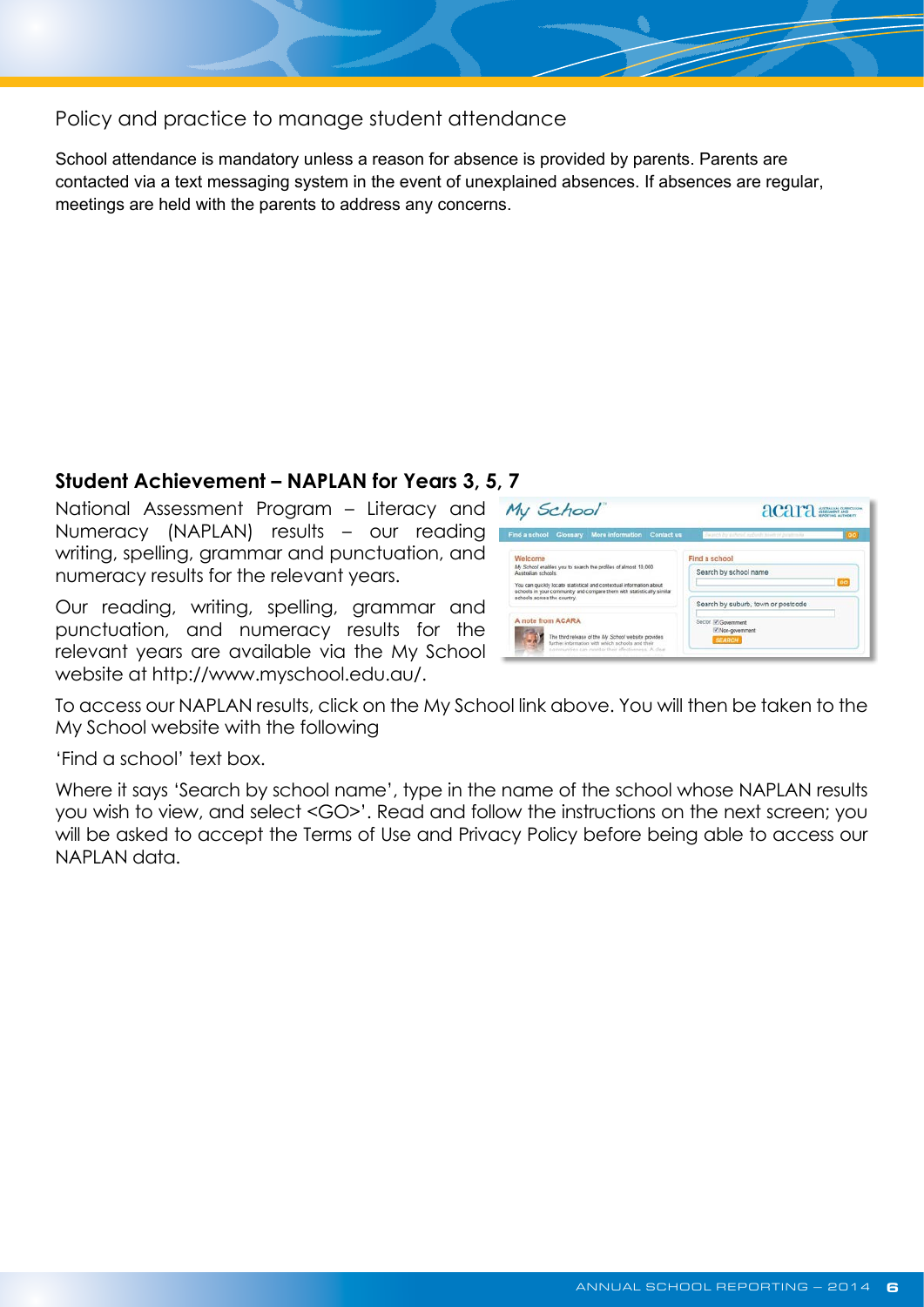## Policy and practice to manage student attendance

School attendance is mandatory unless a reason for absence is provided by parents. Parents are contacted via a text messaging system in the event of unexplained absences. If absences are regular, meetings are held with the parents to address any concerns.

### Student Achievement – NAPLAN for Years 3, 5, 7

National Assessment Program – Literacy and Numeracy (NAPLAN) results – our reading writing, spelling, grammar and punctuation, and numeracy results for the relevant years.

Our reading, writing, spelling, grammar and punctuation, and numeracy results for the relevant years are available via the My School website at http://www.myschool.edu.au/.

To access our NAPLAN results, click on the My School link above. You will then be taken to the My School website with the following

'Find a school' text box.

Where it says 'Search by school name', type in the name of the school whose NAPLAN results you wish to view, and select <GO>'. Read and follow the instructions on the next screen; you will be asked to accept the Terms of Use and Privacy Policy before being able to access our NAPLAN data.